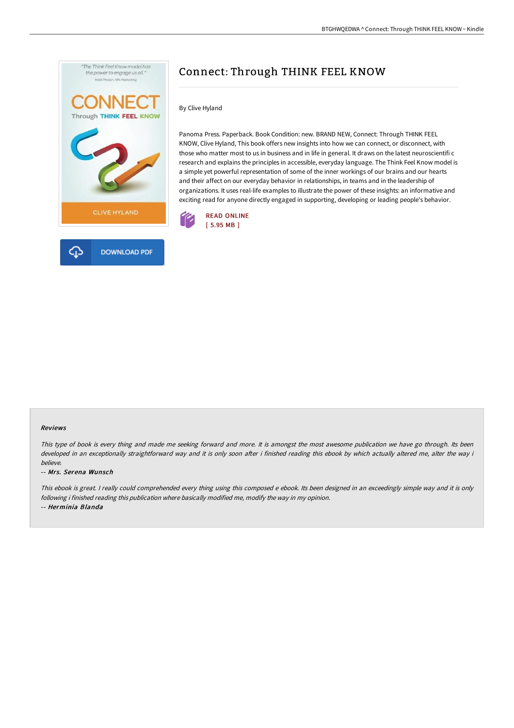# Connect: Through THINK FEEL KNOW

By Clive Hyland

Panoma Press. Paperback. Book Condition: new. BRAND NEW, Connect: Through THINK FEEL KNOW, Clive Hyland, This book offers new insights into how we can connect, or disconnect, with those who matter most to us in business and in life in general. It draws on the latest neuroscientifi c research and explains the principles in accessible, everyday language. The Think Feel Know model is a simple yet powerful representation of some of the inner workings of our brains and our hearts and their affect on our everyday behavior in relationships, in teams and in the leadership of organizations. It uses real-life examples to illustrate the power of these insights: an informative and exciting read for anyone directly engaged in supporting, developing or leading people's behavior.

READ ONLINE
[ 5.95 MB ]

DOWNLOAD PDF

### Reviews

*This type of book is every thing and made me seeking forward and more. It is amongst the most awesome publication we have go through. Its been developed in an exceptionally straightforward way and it is only soon after i finished reading this ebook by which actually altered me, alter the way i believe.*

-- ***Mrs. Serena Wunsch***

*This ebook is great. I really could comprehended every thing using this composed e ebook. Its been designed in an exceedingly simple way and it is only following i finished reading this publication where basically modified me, modify the way in my opinion.*

-- ***Herminia Blanda***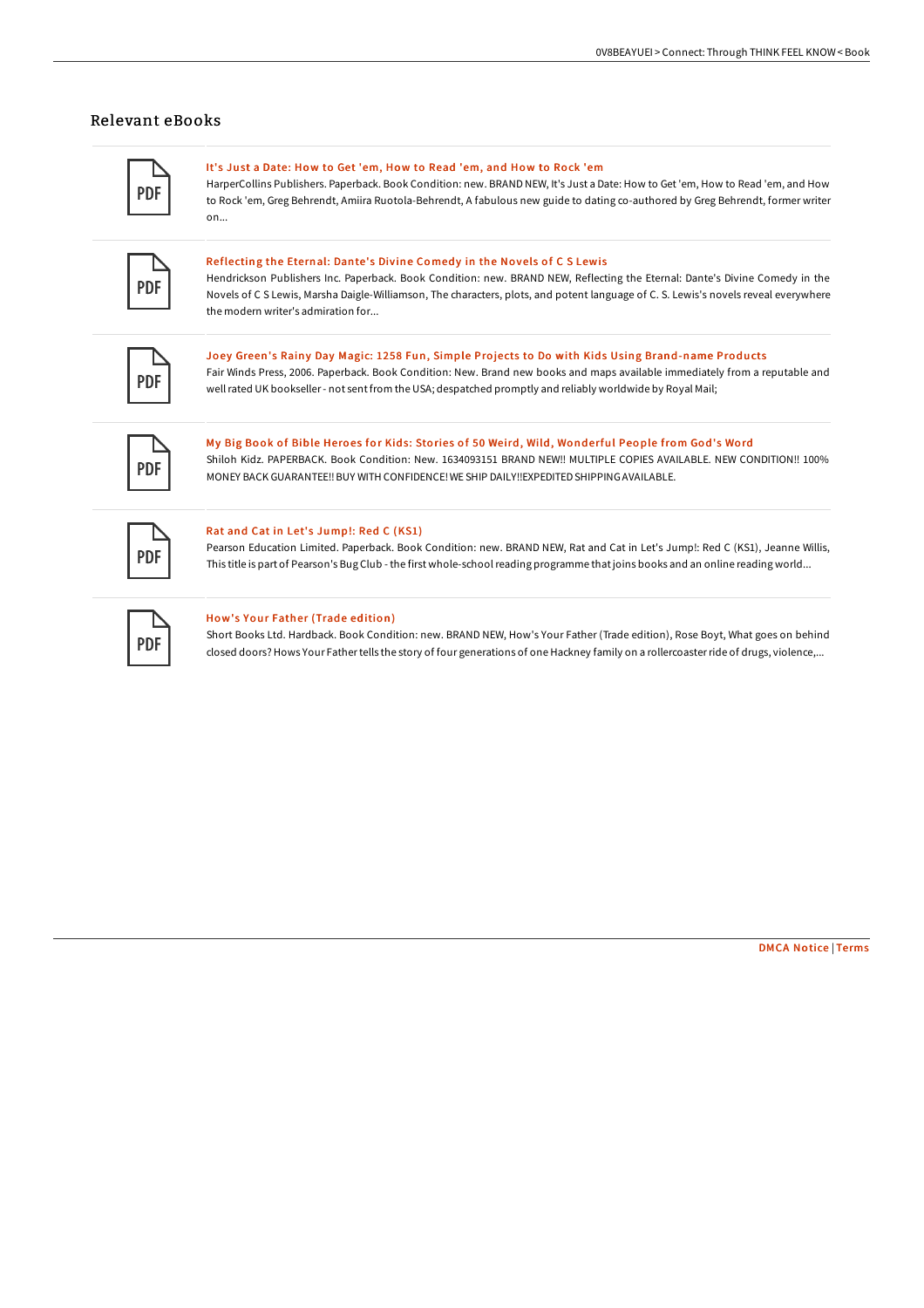## Relevant eBooks

### It's Just a Date: How to Get 'em, How to Read 'em, and How to Rock 'em

HarperCollins Publishers. Paperback. Book Condition: new. BRAND NEW, It's Just a Date: How to Get 'em, How to Read 'em, and How to Rock 'em, Greg Behrendt, Amiira Ruotola-Behrendt, A fabulous new guide to dating co-authored by Greg Behrendt, former writer on...

### Reflecting the Eternal: Dante's Divine Comedy in the Novels of C S Lewis

Hendrickson Publishers Inc. Paperback. Book Condition: new. BRAND NEW, Reflecting the Eternal: Dante's Divine Comedy in the Novels of C S Lewis, Marsha Daigle-Williamson, The characters, plots, and potent language of C. S. Lewis's novels reveal everywhere the modern writer's admiration for...

### Joey Green's Rainy Day Magic: 1258 Fun, Simple Projects to Do with Kids Using Brand-name Products

Fair Winds Press, 2006. Paperback. Book Condition: New. Brand new books and maps available immediately from a reputable and well rated UK bookseller - not sent from the USA; despatched promptly and reliably worldwide by Royal Mail;

### My Big Book of Bible Heroes for Kids: Stories of 50 Weird, Wild, Wonderful People from God's Word

Shiloh Kidz. PAPERBACK. Book Condition: New. 1634093151 BRAND NEW!! MULTIPLE COPIES AVAILABLE. NEW CONDITION!! 100% MONEY BACK GUARANTEE!! BUY WITH CONFIDENCE! WE SHIP DAILY!!EXPEDITED SHIPPING AVAILABLE.

### Rat and Cat in Let's Jump!: Red C (KS1)

Pearson Education Limited. Paperback. Book Condition: new. BRAND NEW, Rat and Cat in Let's Jump!: Red C (KS1), Jeanne Willis, This title is part of Pearson's Bug Club - the first whole-school reading programme that joins books and an online reading world...

### How's Your Father (Trade edition)

Short Books Ltd. Hardback. Book Condition: new. BRAND NEW, How's Your Father (Trade edition), Rose Boyt, What goes on behind closed doors? Hows Your Father tells the story of four generations of one Hackney family on a rollercoaster ride of drugs, violence,...

DMCA Notice | Terms